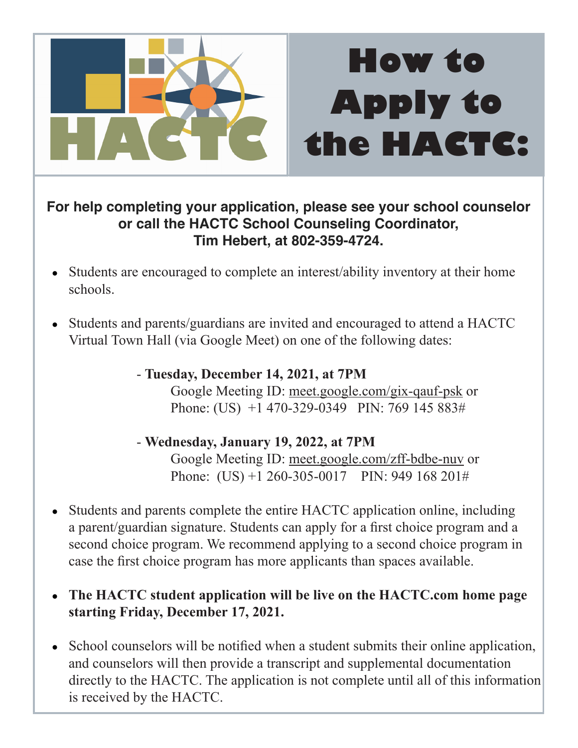HACTC

# How to Apply to the HACTC:

**For help completing your application, please see your school counselor or call the HACTC School Counseling Coordinator, Tim Hebert, at 802-359-4724.**

- Students are encouraged to complete an interest/ability inventory at their home schools.

- Students and parents/guardians are invited and encouraged to attend a HACTC Virtual Town Hall (via Google Meet) on one of the following dates:

  - **Tuesday, December 14, 2021, at 7PM**
    Google Meeting ID: meet.google.com/gix-qauf-psk or
    Phone: (US) +1 470-329-0349 PIN: 769 145 883#

  - **Wednesday, January 19, 2022, at 7PM**
    Google Meeting ID: meet.google.com/zff-bdbe-nuv or
    Phone: (US) +1 260-305-0017 PIN: 949 168 201#

- Students and parents complete the entire HACTC application online, including a parent/guardian signature. Students can apply for a first choice program and a second choice program. We recommend applying to a second choice program in case the first choice program has more applicants than spaces available.

- **The HACTC student application will be live on the HACTC.com home page starting Friday, December 17, 2021.**

- School counselors will be notified when a student submits their online application, and counselors will then provide a transcript and supplemental documentation directly to the HACTC. The application is not complete until all of this information is received by the HACTC.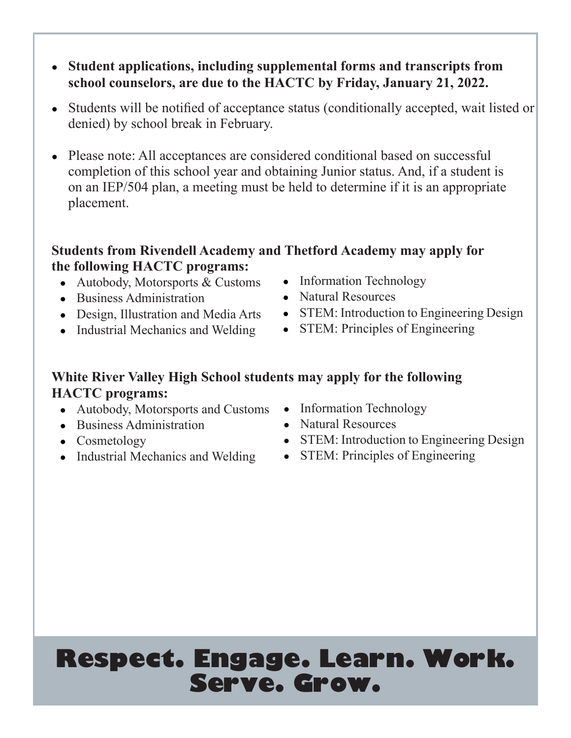- **Student applications, including supplemental forms and transcripts from school counselors, are due to the HACTC by Friday, January 21, 2022.**
- Students will be notified of acceptance status (conditionally accepted, wait listed or denied) by school break in February.
- Please note: All acceptances are considered conditional based on successful completion of this school year and obtaining Junior status. And, if a student is on an IEP/504 plan, a meeting must be held to determine if it is an appropriate placement.

**Students from Rivendell Academy and Thetford Academy may apply for the following HACTC programs:**

- Autobody, Motorsports & Customs
- Business Administration
- Design, Illustration and Media Arts
- Industrial Mechanics and Welding
- Information Technology
- Natural Resources
- STEM: Introduction to Engineering Design
- STEM: Principles of Engineering

**White River Valley High School students may apply for the following HACTC programs:**

- Autobody, Motorsports and Customs
- Business Administration
- Cosmetology
- Industrial Mechanics and Welding
- Information Technology
- Natural Resources
- STEM: Introduction to Engineering Design
- STEM: Principles of Engineering

**Respect. Engage. Learn. Work. Serve. Grow.**